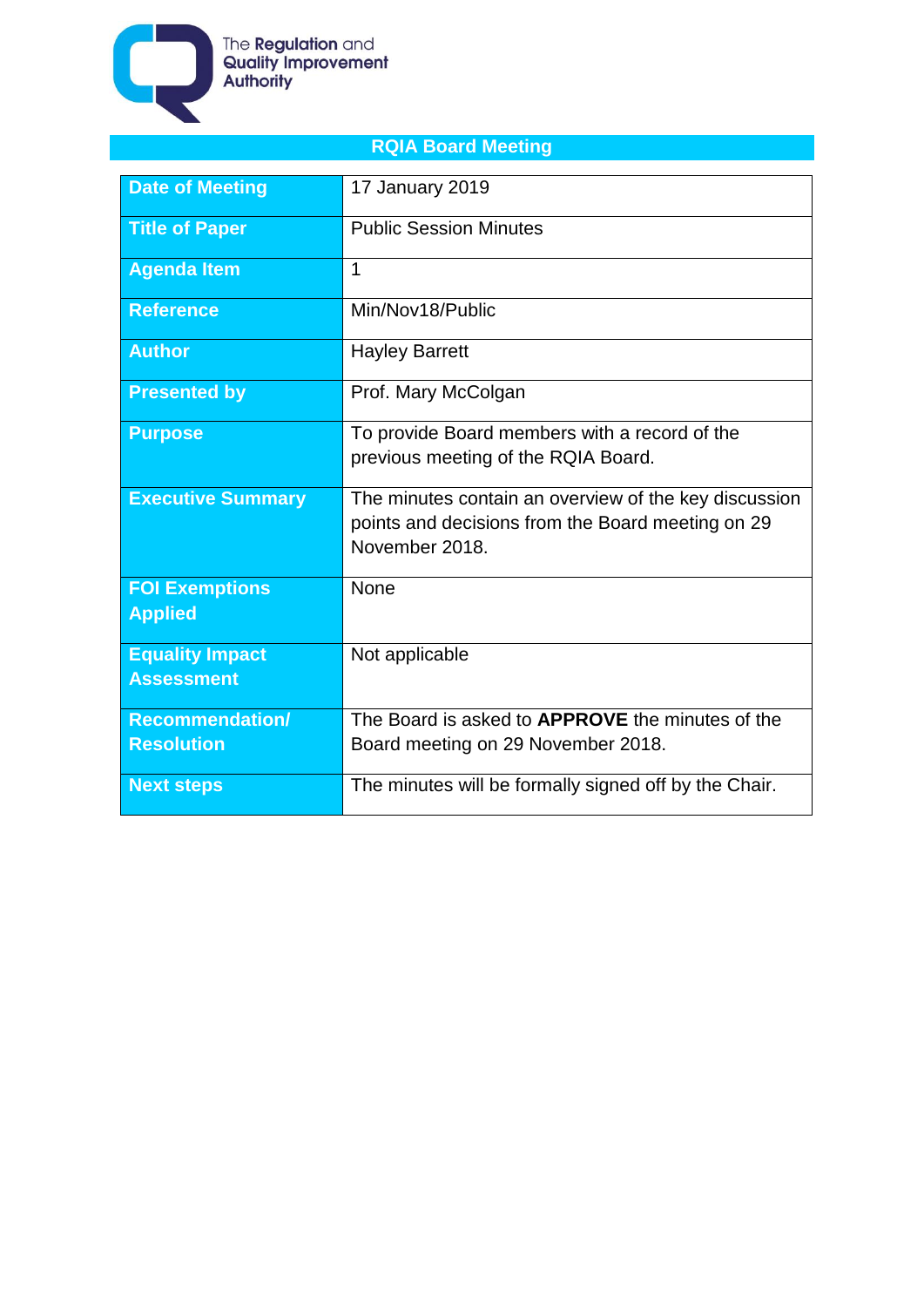The Regulation and Quality Improvement Authority

# RQIA Board Meeting

| | |
|---|---|
| **Date of Meeting** | 17 January 2019 |
| **Title of Paper** | Public Session Minutes |
| **Agenda Item** | 1 |
| **Reference** | Min/Nov18/Public |
| **Author** | Hayley Barrett |
| **Presented by** | Prof. Mary McColgan |
| **Purpose** | To provide Board members with a record of the previous meeting of the RQIA Board. |
| **Executive Summary** | The minutes contain an overview of the key discussion points and decisions from the Board meeting on 29 November 2018. |
| **FOI Exemptions Applied** | None |
| **Equality Impact Assessment** | Not applicable |
| **Recommendation/ Resolution** | The Board is asked to **APPROVE** the minutes of the Board meeting on 29 November 2018. |
| **Next steps** | The minutes will be formally signed off by the Chair. |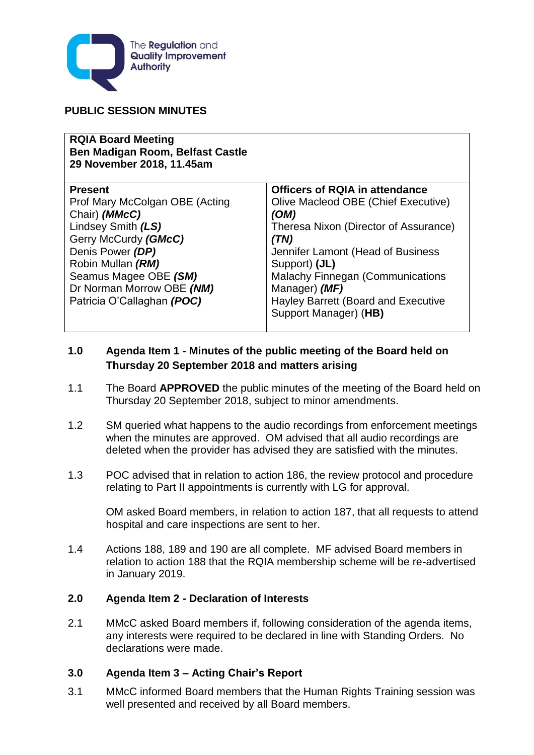The Regulation and Quality Improvement Authority

**PUBLIC SESSION MINUTES**

| **RQIA Board Meeting**<br>**Ben Madigan Room, Belfast Castle**<br>**29 November 2018, 11.45am** | |
|---|---|
| **Present**<br>Prof Mary McColgan OBE (Acting Chair) ***(MMcC)***<br>Lindsey Smith ***(LS)***<br>Gerry McCurdy ***(GMcC)***<br>Denis Power ***(DP)***<br>Robin Mullan ***(RM)***<br>Seamus Magee OBE ***(SM)***<br>Dr Norman Morrow OBE ***(NM)***<br>Patricia O'Callaghan ***(POC)*** | **Officers of RQIA in attendance**<br>Olive Macleod OBE (Chief Executive) ***(OM)***<br>Theresa Nixon (Director of Assurance) ***(TN)***<br>Jennifer Lamont (Head of Business Support) **(JL)**<br>Malachy Finnegan (Communications Manager) ***(MF)***<br>Hayley Barrett (Board and Executive Support Manager) (**HB)** |

**1.0 Agenda Item 1 - Minutes of the public meeting of the Board held on Thursday 20 September 2018 and matters arising**

1.1 The Board **APPROVED** the public minutes of the meeting of the Board held on Thursday 20 September 2018, subject to minor amendments.

1.2 SM queried what happens to the audio recordings from enforcement meetings when the minutes are approved. OM advised that all audio recordings are deleted when the provider has advised they are satisfied with the minutes.

1.3 POC advised that in relation to action 186, the review protocol and procedure relating to Part II appointments is currently with LG for approval.

OM asked Board members, in relation to action 187, that all requests to attend hospital and care inspections are sent to her.

1.4 Actions 188, 189 and 190 are all complete. MF advised Board members in relation to action 188 that the RQIA membership scheme will be re-advertised in January 2019.

**2.0 Agenda Item 2 - Declaration of Interests**

2.1 MMcC asked Board members if, following consideration of the agenda items, any interests were required to be declared in line with Standing Orders. No declarations were made.

**3.0 Agenda Item 3 – Acting Chair's Report**

3.1 MMcC informed Board members that the Human Rights Training session was well presented and received by all Board members.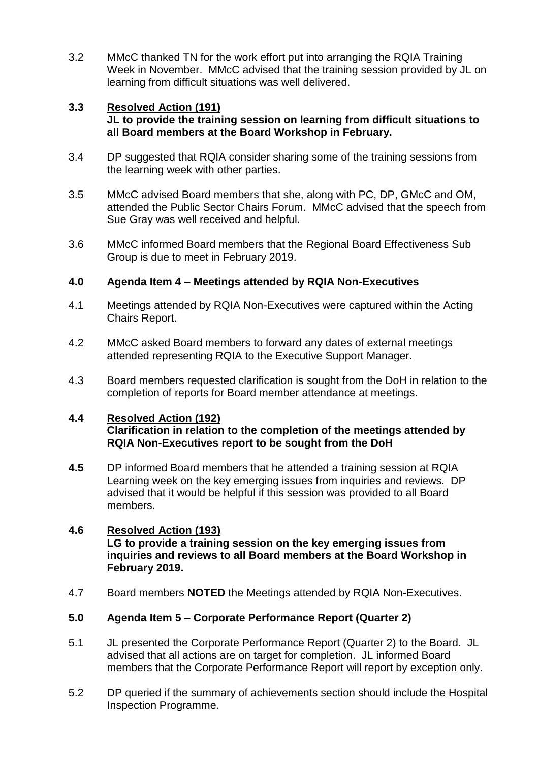3.2 MMcC thanked TN for the work effort put into arranging the RQIA Training Week in November. MMcC advised that the training session provided by JL on learning from difficult situations was well delivered.

**3.3 Resolved Action (191)**
**JL to provide the training session on learning from difficult situations to all Board members at the Board Workshop in February.**

3.4 DP suggested that RQIA consider sharing some of the training sessions from the learning week with other parties.

3.5 MMcC advised Board members that she, along with PC, DP, GMcC and OM, attended the Public Sector Chairs Forum. MMcC advised that the speech from Sue Gray was well received and helpful.

3.6 MMcC informed Board members that the Regional Board Effectiveness Sub Group is due to meet in February 2019.

**4.0 Agenda Item 4 – Meetings attended by RQIA Non-Executives**

4.1 Meetings attended by RQIA Non-Executives were captured within the Acting Chairs Report.

4.2 MMcC asked Board members to forward any dates of external meetings attended representing RQIA to the Executive Support Manager.

4.3 Board members requested clarification is sought from the DoH in relation to the completion of reports for Board member attendance at meetings.

**4.4 Resolved Action (192)**
**Clarification in relation to the completion of the meetings attended by RQIA Non-Executives report to be sought from the DoH**

**4.5** DP informed Board members that he attended a training session at RQIA Learning week on the key emerging issues from inquiries and reviews. DP advised that it would be helpful if this session was provided to all Board members.

**4.6 Resolved Action (193)**
**LG to provide a training session on the key emerging issues from inquiries and reviews to all Board members at the Board Workshop in February 2019.**

4.7 Board members **NOTED** the Meetings attended by RQIA Non-Executives.

**5.0 Agenda Item 5 – Corporate Performance Report (Quarter 2)**

5.1 JL presented the Corporate Performance Report (Quarter 2) to the Board. JL advised that all actions are on target for completion. JL informed Board members that the Corporate Performance Report will report by exception only.

5.2 DP queried if the summary of achievements section should include the Hospital Inspection Programme.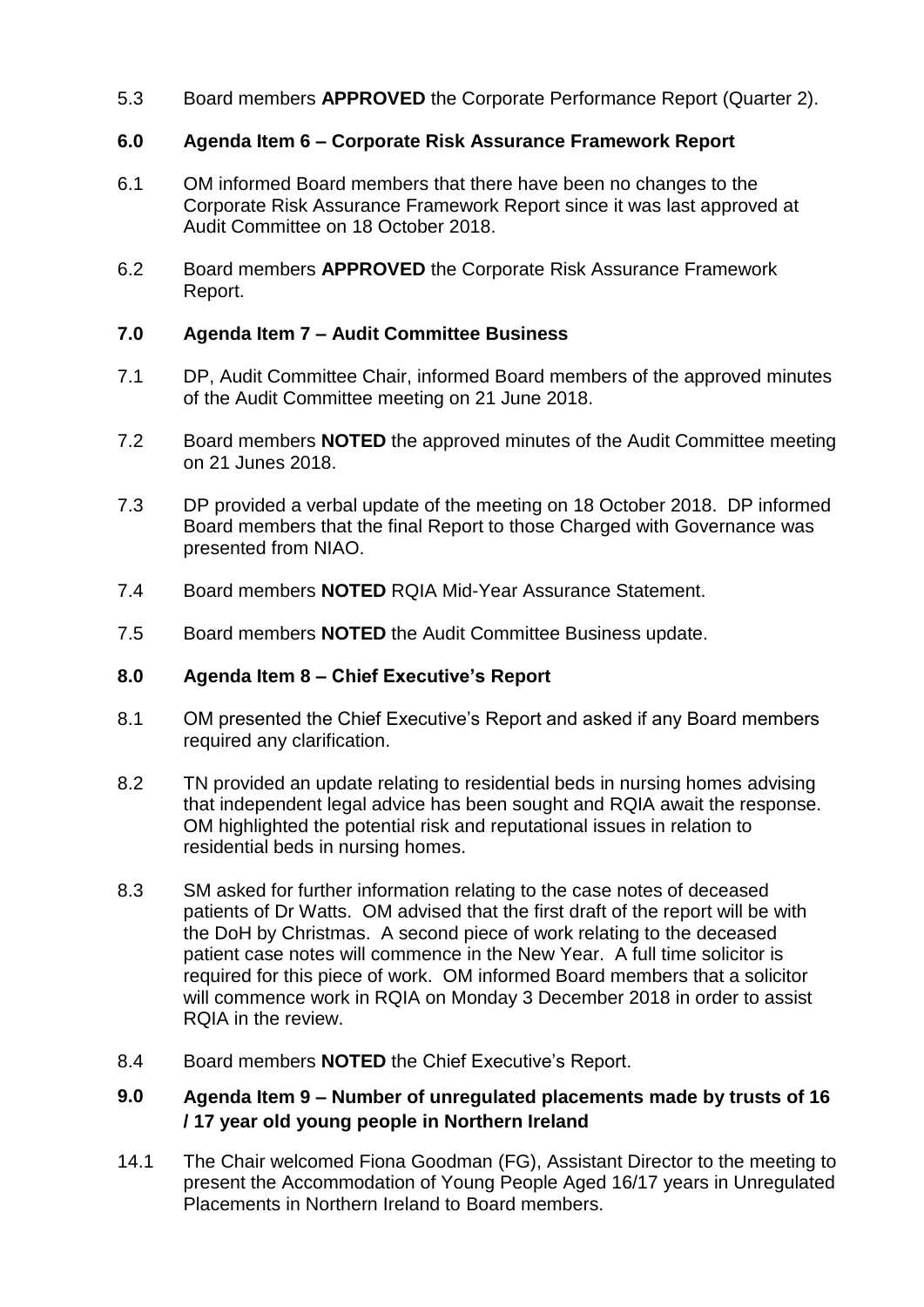5.3 Board members **APPROVED** the Corporate Performance Report (Quarter 2).

**6.0 Agenda Item 6 – Corporate Risk Assurance Framework Report**

6.1 OM informed Board members that there have been no changes to the Corporate Risk Assurance Framework Report since it was last approved at Audit Committee on 18 October 2018.

6.2 Board members **APPROVED** the Corporate Risk Assurance Framework Report.

**7.0 Agenda Item 7 – Audit Committee Business**

7.1 DP, Audit Committee Chair, informed Board members of the approved minutes of the Audit Committee meeting on 21 June 2018.

7.2 Board members **NOTED** the approved minutes of the Audit Committee meeting on 21 Junes 2018.

7.3 DP provided a verbal update of the meeting on 18 October 2018. DP informed Board members that the final Report to those Charged with Governance was presented from NIAO.

7.4 Board members **NOTED** RQIA Mid-Year Assurance Statement.

7.5 Board members **NOTED** the Audit Committee Business update.

**8.0 Agenda Item 8 – Chief Executive's Report**

8.1 OM presented the Chief Executive's Report and asked if any Board members required any clarification.

8.2 TN provided an update relating to residential beds in nursing homes advising that independent legal advice has been sought and RQIA await the response. OM highlighted the potential risk and reputational issues in relation to residential beds in nursing homes.

8.3 SM asked for further information relating to the case notes of deceased patients of Dr Watts. OM advised that the first draft of the report will be with the DoH by Christmas. A second piece of work relating to the deceased patient case notes will commence in the New Year. A full time solicitor is required for this piece of work. OM informed Board members that a solicitor will commence work in RQIA on Monday 3 December 2018 in order to assist RQIA in the review.

8.4 Board members **NOTED** the Chief Executive's Report.

**9.0 Agenda Item 9 – Number of unregulated placements made by trusts of 16 / 17 year old young people in Northern Ireland**

14.1 The Chair welcomed Fiona Goodman (FG), Assistant Director to the meeting to present the Accommodation of Young People Aged 16/17 years in Unregulated Placements in Northern Ireland to Board members.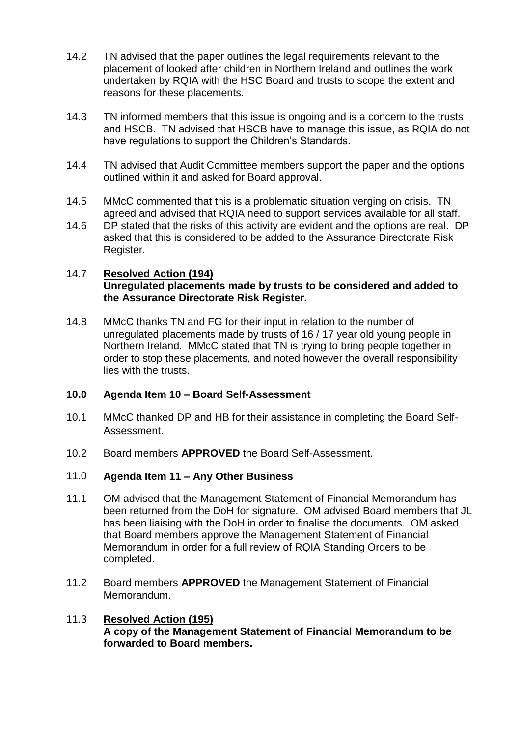14.2 TN advised that the paper outlines the legal requirements relevant to the placement of looked after children in Northern Ireland and outlines the work undertaken by RQIA with the HSC Board and trusts to scope the extent and reasons for these placements.

14.3 TN informed members that this issue is ongoing and is a concern to the trusts and HSCB. TN advised that HSCB have to manage this issue, as RQIA do not have regulations to support the Children's Standards.

14.4 TN advised that Audit Committee members support the paper and the options outlined within it and asked for Board approval.

14.5 MMcC commented that this is a problematic situation verging on crisis. TN agreed and advised that RQIA need to support services available for all staff.

14.6 DP stated that the risks of this activity are evident and the options are real. DP asked that this is considered to be added to the Assurance Directorate Risk Register.

14.7 **Resolved Action (194)**
**Unregulated placements made by trusts to be considered and added to the Assurance Directorate Risk Register.**

14.8 MMcC thanks TN and FG for their input in relation to the number of unregulated placements made by trusts of 16 / 17 year old young people in Northern Ireland. MMcC stated that TN is trying to bring people together in order to stop these placements, and noted however the overall responsibility lies with the trusts.

**10.0 Agenda Item 10 – Board Self-Assessment**

10.1 MMcC thanked DP and HB for their assistance in completing the Board Self-Assessment.

10.2 Board members **APPROVED** the Board Self-Assessment.

**11.0 Agenda Item 11 – Any Other Business**

11.1 OM advised that the Management Statement of Financial Memorandum has been returned from the DoH for signature. OM advised Board members that JL has been liaising with the DoH in order to finalise the documents. OM asked that Board members approve the Management Statement of Financial Memorandum in order for a full review of RQIA Standing Orders to be completed.

11.2 Board members **APPROVED** the Management Statement of Financial Memorandum.

11.3 **Resolved Action (195)**
**A copy of the Management Statement of Financial Memorandum to be forwarded to Board members.**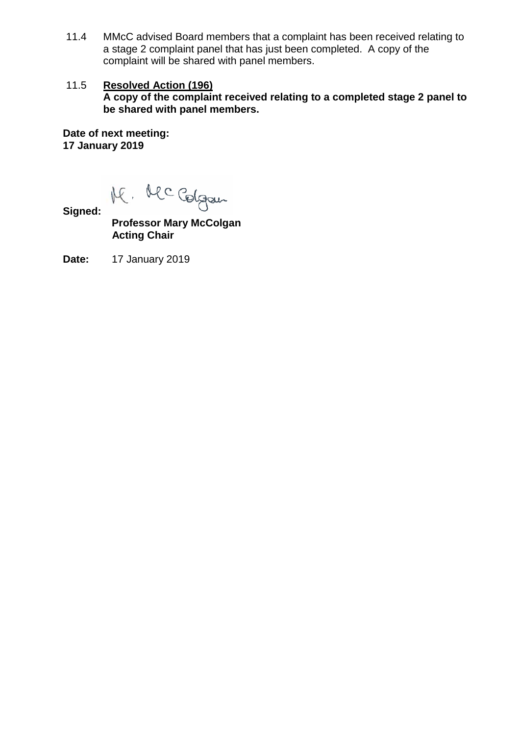11.4 MMcC advised Board members that a complaint has been received relating to a stage 2 complaint panel that has just been completed. A copy of the complaint will be shared with panel members.

11.5 **Resolved Action (196)**
**A copy of the complaint received relating to a completed stage 2 panel to be shared with panel members.**

**Date of next meeting:**
**17 January 2019**

**Signed:** M. McColgan

**Professor Mary McColgan**
**Acting Chair**

**Date:** 17 January 2019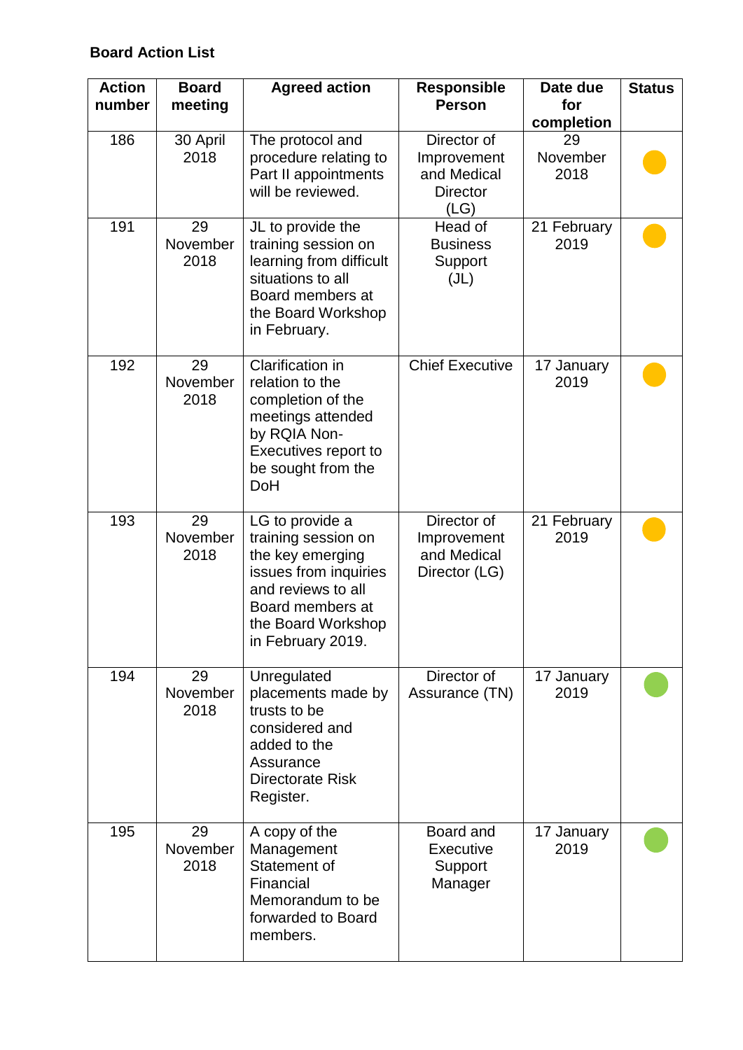**Board Action List**

| Action number | Board meeting | Agreed action | Responsible Person | Date due for completion | Status |
|---|---|---|---|---|---|
| 186 | 30 April 2018 | The protocol and procedure relating to Part II appointments will be reviewed. | Director of Improvement and Medical Director (LG) | 29 November 2018 | 🟡 |
| 191 | 29 November 2018 | JL to provide the training session on learning from difficult situations to all Board members at the Board Workshop in February. | Head of Business Support (JL) | 21 February 2019 | 🟡 |
| 192 | 29 November 2018 | Clarification in relation to the completion of the meetings attended by RQIA Non-Executives report to be sought from the DoH | Chief Executive | 17 January 2019 | 🟡 |
| 193 | 29 November 2018 | LG to provide a training session on the key emerging issues from inquiries and reviews to all Board members at the Board Workshop in February 2019. | Director of Improvement and Medical Director (LG) | 21 February 2019 | 🟡 |
| 194 | 29 November 2018 | Unregulated placements made by trusts to be considered and added to the Assurance Directorate Risk Register. | Director of Assurance (TN) | 17 January 2019 | 🟢 |
| 195 | 29 November 2018 | A copy of the Management Statement of Financial Memorandum to be forwarded to Board members. | Board and Executive Support Manager | 17 January 2019 | 🟢 |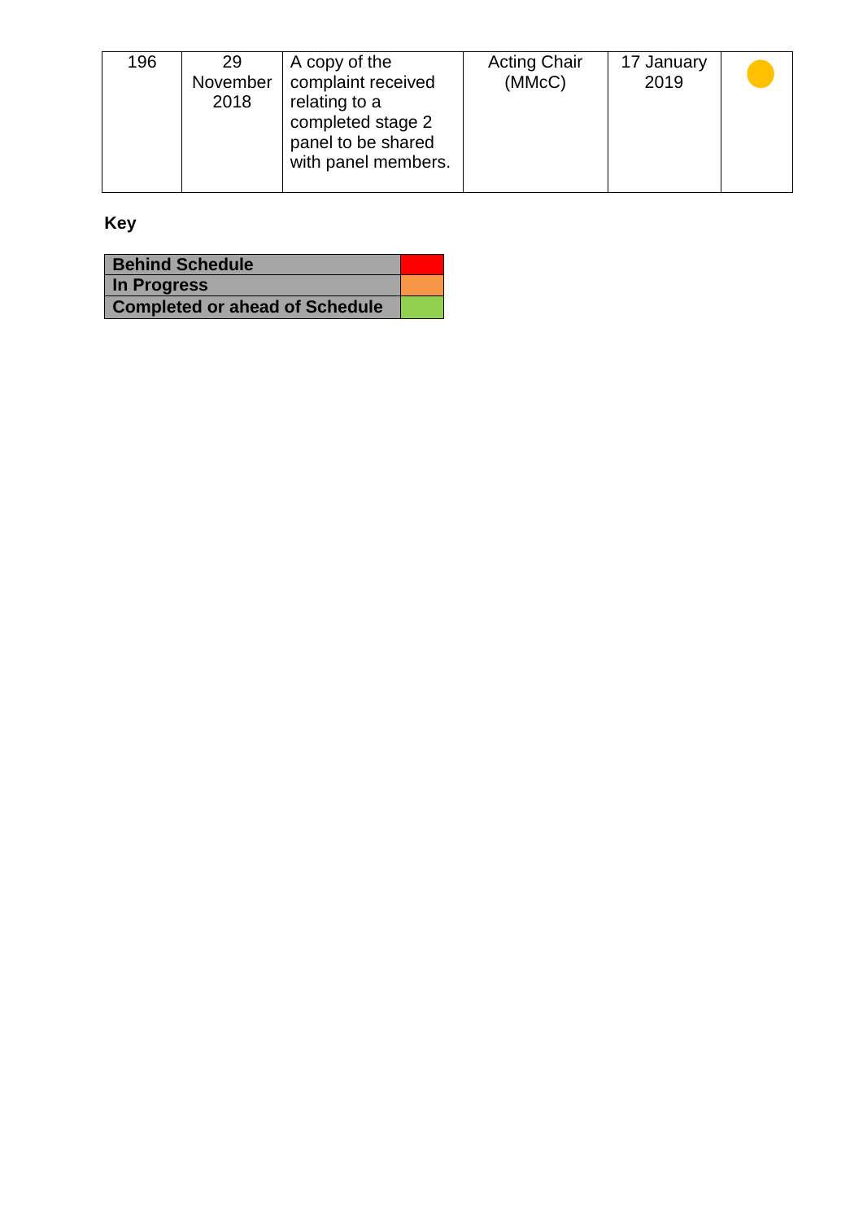| | | | | | |
|---|---|---|---|---|---|
| 196 | 29 November 2018 | A copy of the complaint received relating to a completed stage 2 panel to be shared with panel members. | Acting Chair (MMcC) | 17 January 2019 | |

**Key**

| | |
|---|---|
| **Behind Schedule** | |
| **In Progress** | |
| **Completed or ahead of Schedule** | |